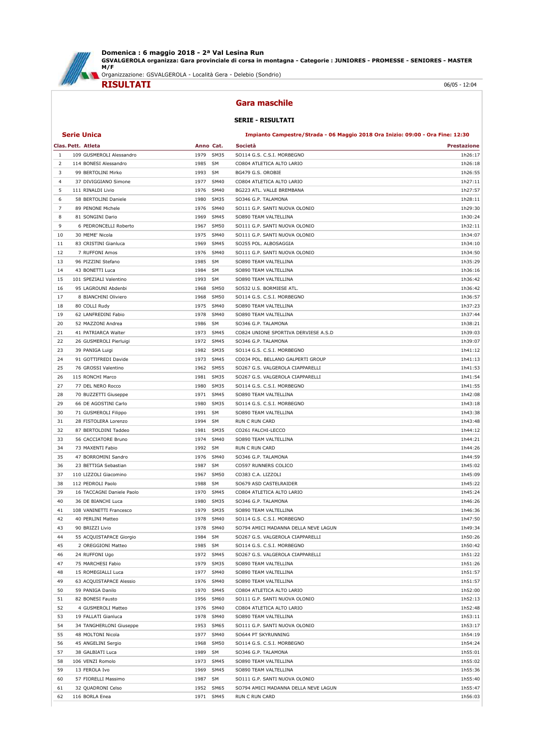**Domenica : 6 maggio 2018 - 2ª Val Lesina Run**

**GSVALGEROLA organizza: Gara provinciale di corsa in montagna - Categorie : JUNIORES - PROMESSE - SENIORES - MASTER M/F**

Organizzazione: GSVALGEROLA - Località Gera - Delebio (Sondrio)

# RISULTATI

06/05 - 12:04

## Gara maschile

### SERIE - RISULTATI

**Serie Unica** — **Impianto Campestre/Strada - 06 Maggio 2018 Ora Inizio: 09:00 - Ora Fine: 12:30**

| Clas. | Pett. | Atleta | Anno | Cat. | Società | Prestazione |
|---|---|---|---|---|---|---|
| 1 | 109 | GUSMEROLI Alessandro | 1979 | SM35 | SO114 G.S. C.S.I. MORBEGNO | 1h26:17 |
| 2 | 114 | BONESI Alessandro | 1985 | SM | CO804 ATLETICA ALTO LARIO | 1h26:18 |
| 3 | 99 | BERTOLINI Mirko | 1993 | SM | BG479 G.S. OROBIE | 1h26:55 |
| 4 | 37 | DIVIGGIANO Simone | 1977 | SM40 | CO804 ATLETICA ALTO LARIO | 1h27:11 |
| 5 | 111 | RINALDI Livio | 1976 | SM40 | BG223 ATL. VALLE BREMBANA | 1h27:57 |
| 6 | 58 | BERTOLINI Daniele | 1980 | SM35 | SO346 G.P. TALAMONA | 1h28:11 |
| 7 | 89 | PENONE Michele | 1976 | SM40 | SO111 G.P. SANTI NUOVA OLONIO | 1h29:30 |
| 8 | 81 | SONGINI Dario | 1969 | SM45 | SO890 TEAM VALTELLINA | 1h30:24 |
| 9 | 6 | PEDRONCELLI Roberto | 1967 | SM50 | SO111 G.P. SANTI NUOVA OLONIO | 1h32:11 |
| 10 | 30 | MEME' Nicola | 1975 | SM40 | SO111 G.P. SANTI NUOVA OLONIO | 1h34:07 |
| 11 | 83 | CRISTINI Gianluca | 1969 | SM45 | SO255 POL. ALBOSAGGIA | 1h34:10 |
| 12 | 7 | RUFFONI Amos | 1976 | SM40 | SO111 G.P. SANTI NUOVA OLONIO | 1h34:50 |
| 13 | 96 | PIZZINI Stefano | 1985 | SM | SO890 TEAM VALTELLINA | 1h35:29 |
| 14 | 43 | BONETTI Luca | 1984 | SM | SO890 TEAM VALTELLINA | 1h36:16 |
| 15 | 101 | SPEZIALI Valentino | 1993 | SM | SO890 TEAM VALTELLINA | 1h36:42 |
| 16 | 95 | LAGROUNI Abdenbi | 1968 | SM50 | SO532 U.S. BORMIESE ATL. | 1h36:42 |
| 17 | 8 | BIANCHINI Oliviero | 1968 | SM50 | SO114 G.S. C.S.I. MORBEGNO | 1h36:57 |
| 18 | 80 | COLLI Rudy | 1975 | SM40 | SO890 TEAM VALTELLINA | 1h37:23 |
| 19 | 62 | LANFREDINI Fabio | 1978 | SM40 | SO890 TEAM VALTELLINA | 1h37:44 |
| 20 | 52 | MAZZONI Andrea | 1986 | SM | SO346 G.P. TALAMONA | 1h38:21 |
| 21 | 41 | PATRIARCA Walter | 1973 | SM45 | CO824 UNIONE SPORTIVA DERVIESE A.S.D | 1h39:03 |
| 22 | 26 | GUSMEROLI Pierluigi | 1972 | SM45 | SO346 G.P. TALAMONA | 1h39:07 |
| 23 | 39 | PANIGA Luigi | 1982 | SM35 | SO114 G.S. C.S.I. MORBEGNO | 1h41:12 |
| 24 | 91 | GOTTIFREDI Davide | 1973 | SM45 | CO034 POL. BELLANO GALPERTI GROUP | 1h41:13 |
| 25 | 76 | GROSSI Valentino | 1962 | SM55 | SO267 G.S. VALGEROLA CIAPPARELLI | 1h41:53 |
| 26 | 115 | RONCHI Marco | 1981 | SM35 | SO267 G.S. VALGEROLA CIAPPARELLI | 1h41:54 |
| 27 | 77 | DEL NERO Rocco | 1980 | SM35 | SO114 G.S. C.S.I. MORBEGNO | 1h41:55 |
| 28 | 70 | BUZZETTI Giuseppe | 1971 | SM45 | SO890 TEAM VALTELLINA | 1h42:08 |
| 29 | 66 | DE AGOSTINI Carlo | 1980 | SM35 | SO114 G.S. C.S.I. MORBEGNO | 1h43:18 |
| 30 | 71 | GUSMEROLI Filippo | 1991 | SM | SO890 TEAM VALTELLINA | 1h43:38 |
| 31 | 28 | FISTOLERA Lorenzo | 1994 | SM | RUN C RUN CARD | 1h43:48 |
| 32 | 87 | BERTOLDINI Taddeo | 1981 | SM35 | CO261 FALCHI-LECCO | 1h44:12 |
| 33 | 56 | CACCIATORE Bruno | 1974 | SM40 | SO890 TEAM VALTELLINA | 1h44:21 |
| 34 | 73 | MAXENTI Fabio | 1992 | SM | RUN C RUN CARD | 1h44:26 |
| 35 | 47 | BORROMINI Sandro | 1976 | SM40 | SO346 G.P. TALAMONA | 1h44:59 |
| 36 | 23 | BETTIGA Sebastian | 1987 | SM | CO597 RUNNERS COLICO | 1h45:02 |
| 37 | 110 | LIZZOLI Giacomino | 1967 | SM50 | CO383 C.A. LIZZOLI | 1h45:09 |
| 38 | 112 | PEDROLI Paolo | 1988 | SM | SO679 ASD CASTELRAIDER | 1h45:22 |
| 39 | 16 | TACCAGNI Daniele Paolo | 1970 | SM45 | CO804 ATLETICA ALTO LARIO | 1h45:24 |
| 40 | 36 | DE BIANCHI Luca | 1980 | SM35 | SO346 G.P. TALAMONA | 1h46:26 |
| 41 | 108 | VANINETTI Francesco | 1979 | SM35 | SO890 TEAM VALTELLINA | 1h46:36 |
| 42 | 40 | PERLINI Matteo | 1978 | SM40 | SO114 G.S. C.S.I. MORBEGNO | 1h47:50 |
| 43 | 90 | BRIZZI Livio | 1978 | SM40 | SO794 AMICI MADANNA DELLA NEVE LAGUN | 1h49:34 |
| 44 | 55 | ACQUISTAPACE Giorgio | 1984 | SM | SO267 G.S. VALGEROLA CIAPPARELLI | 1h50:26 |
| 45 | 2 | OREGGIONI Matteo | 1985 | SM | SO114 G.S. C.S.I. MORBEGNO | 1h50:42 |
| 46 | 24 | RUFFONI Ugo | 1972 | SM45 | SO267 G.S. VALGEROLA CIAPPARELLI | 1h51:22 |
| 47 | 75 | MARCHESI Fabio | 1979 | SM35 | SO890 TEAM VALTELLINA | 1h51:26 |
| 48 | 15 | ROMEGIALLI Luca | 1977 | SM40 | SO890 TEAM VALTELLINA | 1h51:57 |
| 49 | 63 | ACQUISTAPACE Alessio | 1976 | SM40 | SO890 TEAM VALTELLINA | 1h51:57 |
| 50 | 59 | PANIGA Danilo | 1970 | SM45 | CO804 ATLETICA ALTO LARIO | 1h52:00 |
| 51 | 82 | BONESI Fausto | 1956 | SM60 | SO111 G.P. SANTI NUOVA OLONIO | 1h52:13 |
| 52 | 4 | GUSMEROLI Matteo | 1976 | SM40 | CO804 ATLETICA ALTO LARIO | 1h52:48 |
| 53 | 19 | FALLATI Gianluca | 1978 | SM40 | SO890 TEAM VALTELLINA | 1h53:11 |
| 54 | 34 | TANGHERLONI Giuseppe | 1953 | SM65 | SO111 G.P. SANTI NUOVA OLONIO | 1h53:17 |
| 55 | 48 | MOLTONI Nicola | 1977 | SM40 | SO644 PT SKYRUNNING | 1h54:19 |
| 56 | 45 | ANGELINI Sergio | 1968 | SM50 | SO114 G.S. C.S.I. MORBEGNO | 1h54:24 |
| 57 | 38 | GALBIATI Luca | 1989 | SM | SO346 G.P. TALAMONA | 1h55:01 |
| 58 | 106 | VENZI Romolo | 1973 | SM45 | SO890 TEAM VALTELLINA | 1h55:02 |
| 59 | 13 | FEROLA Ivo | 1969 | SM45 | SO890 TEAM VALTELLINA | 1h55:36 |
| 60 | 57 | FIORELLI Massimo | 1987 | SM | SO111 G.P. SANTI NUOVA OLONIO | 1h55:40 |
| 61 | 32 | QUADRONI Celso | 1952 | SM65 | SO794 AMICI MADANNA DELLA NEVE LAGUN | 1h55:47 |
| 62 | 116 | BORLA Enea | 1971 | SM45 | RUN C RUN CARD | 1h56:03 |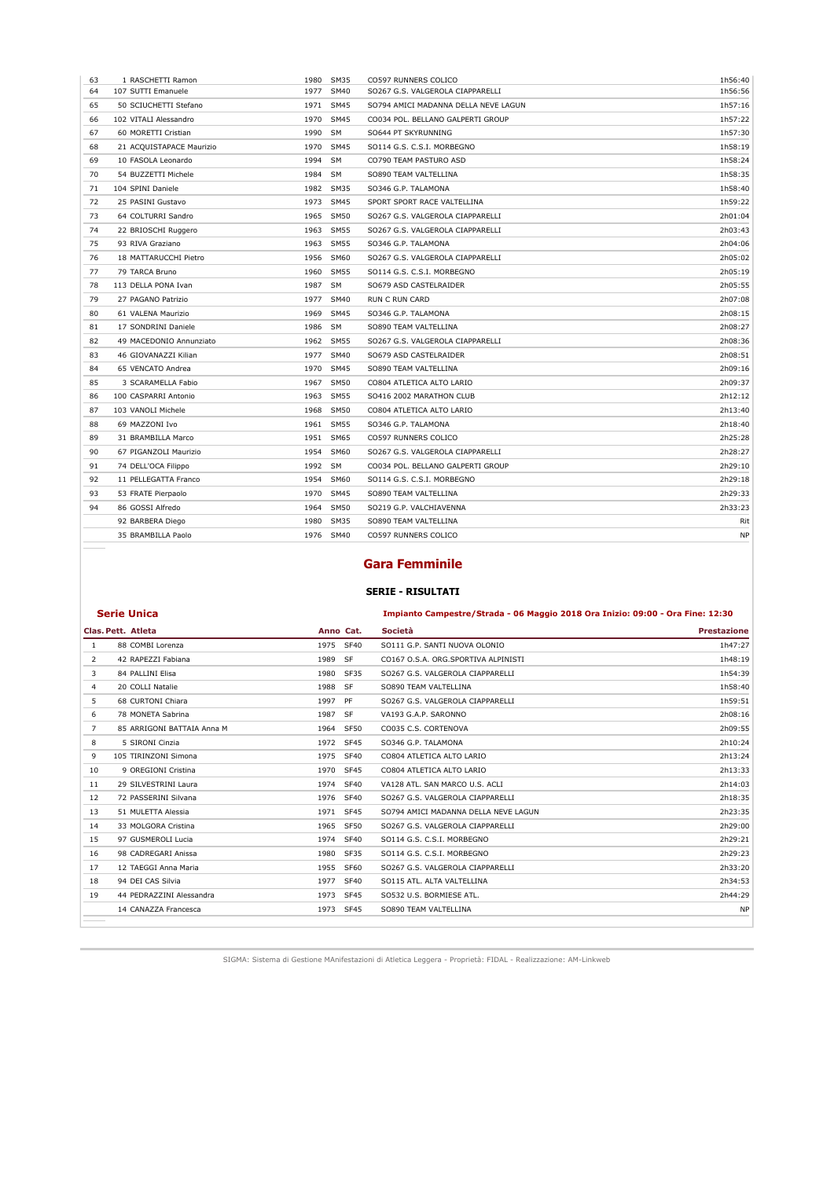| | | | | | | |
|---|---|---|---|---|---|---|
| 63 | 1 | RASCHETTI Ramon | 1980 | SM35 | CO597 RUNNERS COLICO | 1h56:40 |
| 64 | 107 | SUTTI Emanuele | 1977 | SM40 | SO267 G.S. VALGEROLA CIAPPARELLI | 1h56:56 |
| 65 | 50 | SCIUCHETTI Stefano | 1971 | SM45 | SO794 AMICI MADANNA DELLA NEVE LAGUN | 1h57:16 |
| 66 | 102 | VITALI Alessandro | 1970 | SM45 | CO034 POL. BELLANO GALPERTI GROUP | 1h57:22 |
| 67 | 60 | MORETTI Cristian | 1990 | SM | SO644 PT SKYRUNNING | 1h57:30 |
| 68 | 21 | ACQUISTAPACE Maurizio | 1970 | SM45 | SO114 G.S. C.S.I. MORBEGNO | 1h58:19 |
| 69 | 10 | FASOLA Leonardo | 1994 | SM | CO790 TEAM PASTURO ASD | 1h58:24 |
| 70 | 54 | BUZZETTI Michele | 1984 | SM | SO890 TEAM VALTELLINA | 1h58:35 |
| 71 | 104 | SPINI Daniele | 1982 | SM35 | SO346 G.P. TALAMONA | 1h58:40 |
| 72 | 25 | PASINI Gustavo | 1973 | SM45 | SPORT SPORT RACE VALTELLINA | 1h59:22 |
| 73 | 64 | COLTURRI Sandro | 1965 | SM50 | SO267 G.S. VALGEROLA CIAPPARELLI | 2h01:04 |
| 74 | 22 | BRIOSCHI Ruggero | 1963 | SM55 | SO267 G.S. VALGEROLA CIAPPARELLI | 2h03:43 |
| 75 | 93 | RIVA Graziano | 1963 | SM55 | SO346 G.P. TALAMONA | 2h04:06 |
| 76 | 18 | MATTARUCCHI Pietro | 1956 | SM60 | SO267 G.S. VALGEROLA CIAPPARELLI | 2h05:02 |
| 77 | 79 | TARCA Bruno | 1960 | SM55 | SO114 G.S. C.S.I. MORBEGNO | 2h05:19 |
| 78 | 113 | DELLA PONA Ivan | 1987 | SM | SO679 ASD CASTELRAIDER | 2h05:55 |
| 79 | 27 | PAGANO Patrizio | 1977 | SM40 | RUN C RUN CARD | 2h07:08 |
| 80 | 61 | VALENA Maurizio | 1969 | SM45 | SO346 G.P. TALAMONA | 2h08:15 |
| 81 | 17 | SONDRINI Daniele | 1986 | SM | SO890 TEAM VALTELLINA | 2h08:27 |
| 82 | 49 | MACEDONIO Annunziato | 1962 | SM55 | SO267 G.S. VALGEROLA CIAPPARELLI | 2h08:36 |
| 83 | 46 | GIOVANAZZI Kilian | 1977 | SM40 | SO679 ASD CASTELRAIDER | 2h08:51 |
| 84 | 65 | VENCATO Andrea | 1970 | SM45 | SO890 TEAM VALTELLINA | 2h09:16 |
| 85 | 3 | SCARAMELLA Fabio | 1967 | SM50 | CO804 ATLETICA ALTO LARIO | 2h09:37 |
| 86 | 100 | CASPARRI Antonio | 1963 | SM55 | SO416 2002 MARATHON CLUB | 2h12:12 |
| 87 | 103 | VANOLI Michele | 1968 | SM50 | CO804 ATLETICA ALTO LARIO | 2h13:40 |
| 88 | 69 | MAZZONI Ivo | 1961 | SM55 | SO346 G.P. TALAMONA | 2h18:40 |
| 89 | 31 | BRAMBILLA Marco | 1951 | SM65 | CO597 RUNNERS COLICO | 2h25:28 |
| 90 | 67 | PIGANZOLI Maurizio | 1954 | SM60 | SO267 G.S. VALGEROLA CIAPPARELLI | 2h28:27 |
| 91 | 74 | DELL'OCA Filippo | 1992 | SM | CO034 POL. BELLANO GALPERTI GROUP | 2h29:10 |
| 92 | 11 | PELLEGATTA Franco | 1954 | SM60 | SO114 G.S. C.S.I. MORBEGNO | 2h29:18 |
| 93 | 53 | FRATE Pierpaolo | 1970 | SM45 | SO890 TEAM VALTELLINA | 2h29:33 |
| 94 | 86 | GOSSI Alfredo | 1964 | SM50 | SO219 G.P. VALCHIAVENNA | 2h33:23 |
| | 92 | BARBERA Diego | 1980 | SM35 | SO890 TEAM VALTELLINA | Rit |
| | 35 | BRAMBILLA Paolo | 1976 | SM40 | CO597 RUNNERS COLICO | NP |

## Gara Femminile

### SERIE - RISULTATI

**Serie Unica**

**Impianto Campestre/Strada - 06 Maggio 2018 Ora Inizio: 09:00 - Ora Fine: 12:30**

| Clas. | Pett. | Atleta | Anno | Cat. | Società | Prestazione |
|---|---|---|---|---|---|---|
| 1 | 88 | COMBI Lorenza | 1975 | SF40 | SO111 G.P. SANTI NUOVA OLONIO | 1h47:27 |
| 2 | 42 | RAPEZZI Fabiana | 1989 | SF | CO167 O.S.A. ORG.SPORTIVA ALPINISTI | 1h48:19 |
| 3 | 84 | PALLINI Elisa | 1980 | SF35 | SO267 G.S. VALGEROLA CIAPPARELLI | 1h54:39 |
| 4 | 20 | COLLI Natalie | 1988 | SF | SO890 TEAM VALTELLINA | 1h58:40 |
| 5 | 68 | CURTONI Chiara | 1997 | PF | SO267 G.S. VALGEROLA CIAPPARELLI | 1h59:51 |
| 6 | 78 | MONETA Sabrina | 1987 | SF | VA193 G.A.P. SARONNO | 2h08:16 |
| 7 | 85 | ARRIGONI BATTAIA Anna M | 1964 | SF50 | CO035 C.S. CORTENOVA | 2h09:55 |
| 8 | 5 | SIRONI Cinzia | 1972 | SF45 | SO346 G.P. TALAMONA | 2h10:24 |
| 9 | 105 | TIRINZONI Simona | 1975 | SF40 | CO804 ATLETICA ALTO LARIO | 2h13:24 |
| 10 | 9 | OREGIONI Cristina | 1970 | SF45 | CO804 ATLETICA ALTO LARIO | 2h13:33 |
| 11 | 29 | SILVESTRINI Laura | 1974 | SF40 | VA128 ATL. SAN MARCO U.S. ACLI | 2h14:03 |
| 12 | 72 | PASSERINI Silvana | 1976 | SF40 | SO267 G.S. VALGEROLA CIAPPARELLI | 2h18:35 |
| 13 | 51 | MULETTA Alessia | 1971 | SF45 | SO794 AMICI MADANNA DELLA NEVE LAGUN | 2h23:35 |
| 14 | 33 | MOLGORA Cristina | 1965 | SF50 | SO267 G.S. VALGEROLA CIAPPARELLI | 2h29:00 |
| 15 | 97 | GUSMEROLI Lucia | 1974 | SF40 | SO114 G.S. C.S.I. MORBEGNO | 2h29:21 |
| 16 | 98 | CADREGARI Anissa | 1980 | SF35 | SO114 G.S. C.S.I. MORBEGNO | 2h29:23 |
| 17 | 12 | TAEGGI Anna Maria | 1955 | SF60 | SO267 G.S. VALGEROLA CIAPPARELLI | 2h33:20 |
| 18 | 94 | DEI CAS Silvia | 1977 | SF40 | SO115 ATL. ALTA VALTELLINA | 2h34:53 |
| 19 | 44 | PEDRAZZINI Alessandra | 1973 | SF45 | SO532 U.S. BORMIESE ATL. | 2h44:29 |
| | 14 | CANAZZA Francesca | 1973 | SF45 | SO890 TEAM VALTELLINA | NP |

SIGMA: Sistema di Gestione MAnifestazioni di Atletica Leggera - Proprietà: FIDAL - Realizzazione: AM-Linkweb